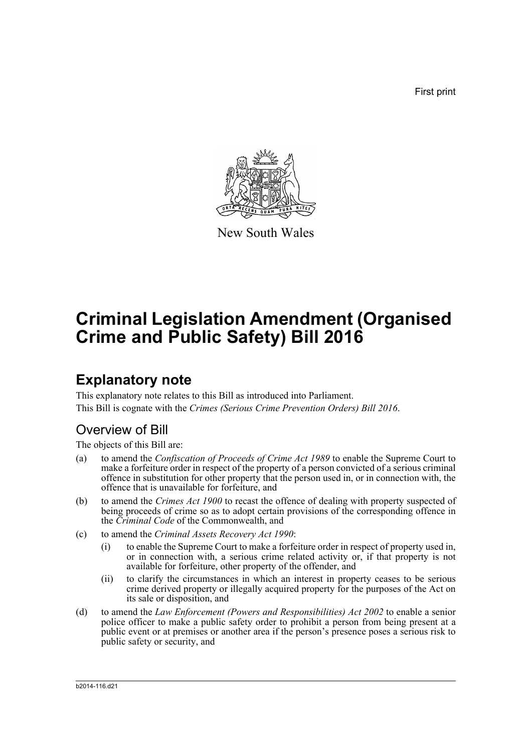First print

New South Wales

# Criminal Legislation Amendment (Organised Crime and Public Safety) Bill 2016

## Explanatory note

This explanatory note relates to this Bill as introduced into Parliament.

This Bill is cognate with the *Crimes (Serious Crime Prevention Orders) Bill 2016*.

### Overview of Bill

The objects of this Bill are:

(a) to amend the *Confiscation of Proceeds of Crime Act 1989* to enable the Supreme Court to make a forfeiture order in respect of the property of a person convicted of a serious criminal offence in substitution for other property that the person used in, or in connection with, the offence that is unavailable for forfeiture, and

(b) to amend the *Crimes Act 1900* to recast the offence of dealing with property suspected of being proceeds of crime so as to adopt certain provisions of the corresponding offence in the *Criminal Code* of the Commonwealth, and

(c) to amend the *Criminal Assets Recovery Act 1990*:

   (i) to enable the Supreme Court to make a forfeiture order in respect of property used in, or in connection with, a serious crime related activity or, if that property is not available for forfeiture, other property of the offender, and

   (ii) to clarify the circumstances in which an interest in property ceases to be serious crime derived property or illegally acquired property for the purposes of the Act on its sale or disposition, and

(d) to amend the *Law Enforcement (Powers and Responsibilities) Act 2002* to enable a senior police officer to make a public safety order to prohibit a person from being present at a public event or at premises or another area if the person's presence poses a serious risk to public safety or security, and

b2014-116.d21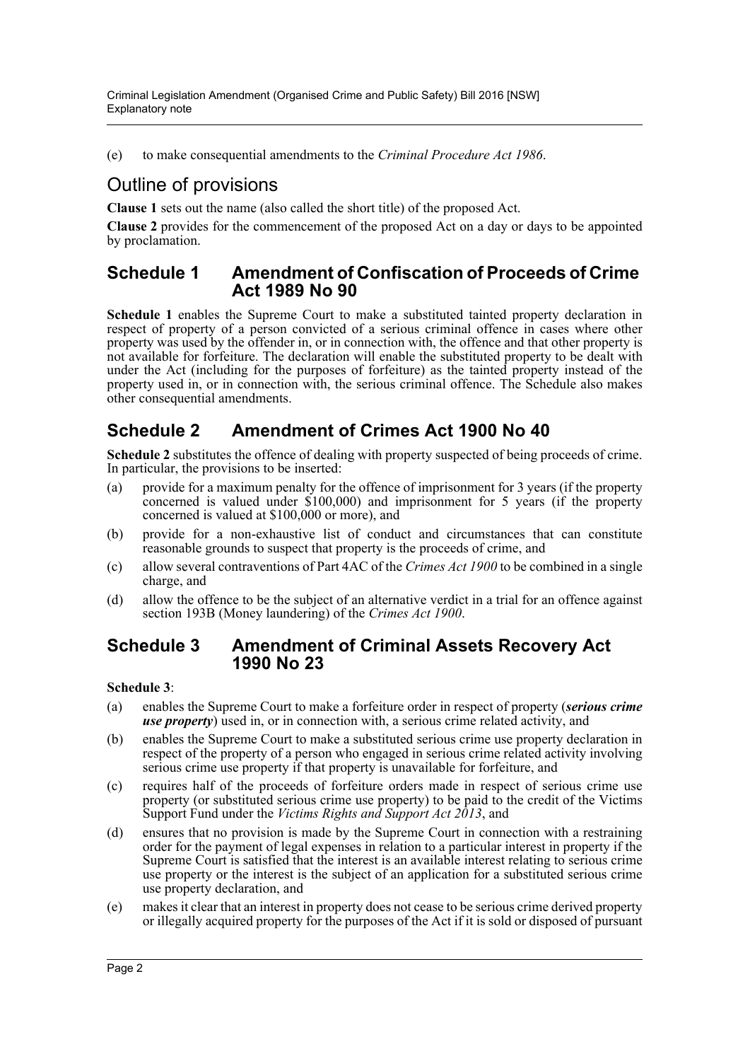(e) to make consequential amendments to the *Criminal Procedure Act 1986*.

## Outline of provisions

**Clause 1** sets out the name (also called the short title) of the proposed Act.

**Clause 2** provides for the commencement of the proposed Act on a day or days to be appointed by proclamation.

### Schedule 1 Amendment of Confiscation of Proceeds of Crime Act 1989 No 90

**Schedule 1** enables the Supreme Court to make a substituted tainted property declaration in respect of property of a person convicted of a serious criminal offence in cases where other property was used by the offender in, or in connection with, the offence and that other property is not available for forfeiture. The declaration will enable the substituted property to be dealt with under the Act (including for the purposes of forfeiture) as the tainted property instead of the property used in, or in connection with, the serious criminal offence. The Schedule also makes other consequential amendments.

### Schedule 2 Amendment of Crimes Act 1900 No 40

**Schedule 2** substitutes the offence of dealing with property suspected of being proceeds of crime. In particular, the provisions to be inserted:

(a) provide for a maximum penalty for the offence of imprisonment for 3 years (if the property concerned is valued under $100,000) and imprisonment for 5 years (if the property concerned is valued at $100,000 or more), and

(b) provide for a non-exhaustive list of conduct and circumstances that can constitute reasonable grounds to suspect that property is the proceeds of crime, and

(c) allow several contraventions of Part 4AC of the *Crimes Act 1900* to be combined in a single charge, and

(d) allow the offence to be the subject of an alternative verdict in a trial for an offence against section 193B (Money laundering) of the *Crimes Act 1900*.

### Schedule 3 Amendment of Criminal Assets Recovery Act 1990 No 23

**Schedule 3**:

(a) enables the Supreme Court to make a forfeiture order in respect of property (***serious crime use property***) used in, or in connection with, a serious crime related activity, and

(b) enables the Supreme Court to make a substituted serious crime use property declaration in respect of the property of a person who engaged in serious crime related activity involving serious crime use property if that property is unavailable for forfeiture, and

(c) requires half of the proceeds of forfeiture orders made in respect of serious crime use property (or substituted serious crime use property) to be paid to the credit of the Victims Support Fund under the *Victims Rights and Support Act 2013*, and

(d) ensures that no provision is made by the Supreme Court in connection with a restraining order for the payment of legal expenses in relation to a particular interest in property if the Supreme Court is satisfied that the interest is an available interest relating to serious crime use property or the interest is the subject of an application for a substituted serious crime use property declaration, and

(e) makes it clear that an interest in property does not cease to be serious crime derived property or illegally acquired property for the purposes of the Act if it is sold or disposed of pursuant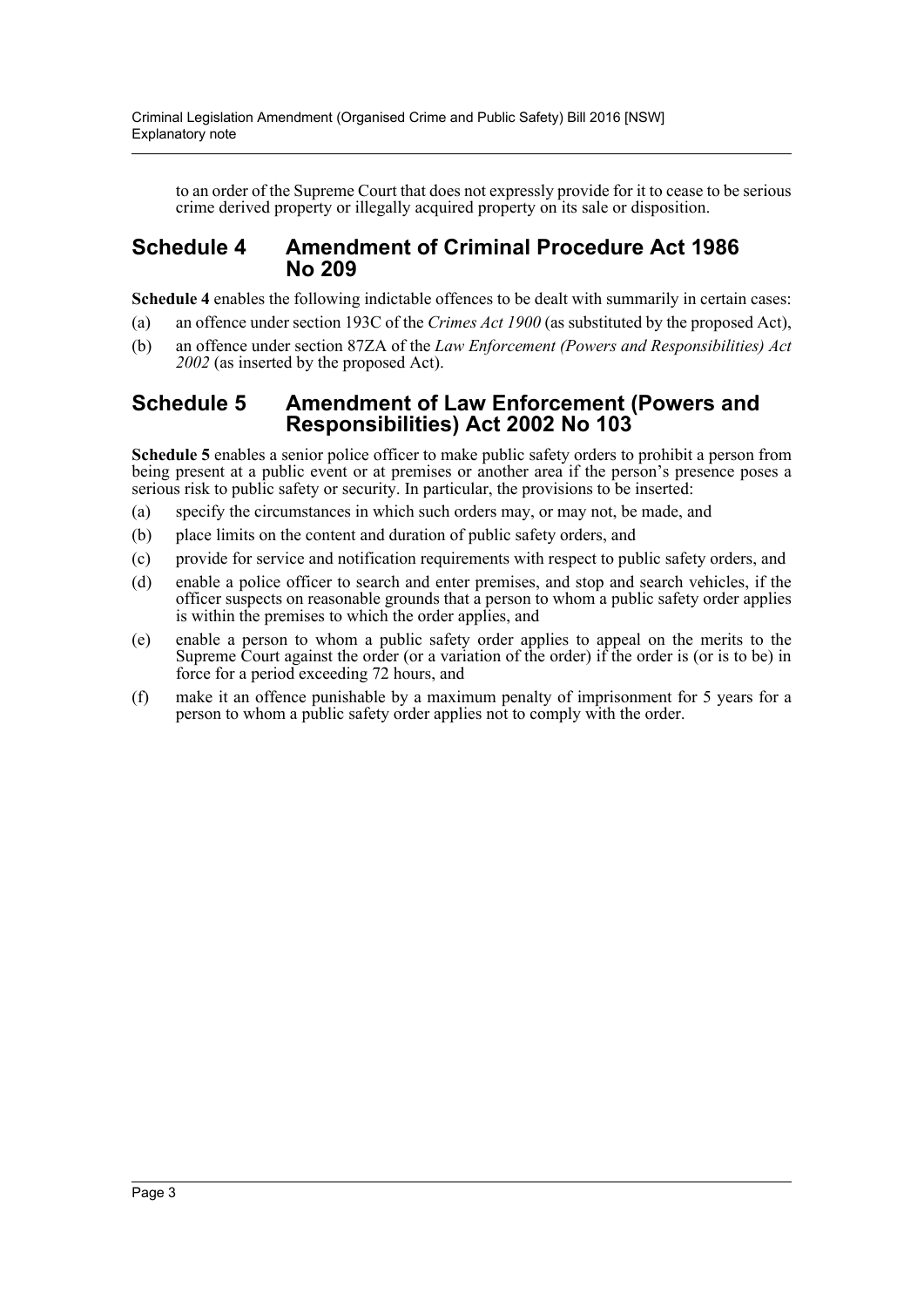to an order of the Supreme Court that does not expressly provide for it to cease to be serious crime derived property or illegally acquired property on its sale or disposition.

## Schedule 4 Amendment of Criminal Procedure Act 1986 No 209

**Schedule 4** enables the following indictable offences to be dealt with summarily in certain cases:

(a) an offence under section 193C of the *Crimes Act 1900* (as substituted by the proposed Act),

(b) an offence under section 87ZA of the *Law Enforcement (Powers and Responsibilities) Act 2002* (as inserted by the proposed Act).

## Schedule 5 Amendment of Law Enforcement (Powers and Responsibilities) Act 2002 No 103

**Schedule 5** enables a senior police officer to make public safety orders to prohibit a person from being present at a public event or at premises or another area if the person's presence poses a serious risk to public safety or security. In particular, the provisions to be inserted:

(a) specify the circumstances in which such orders may, or may not, be made, and

(b) place limits on the content and duration of public safety orders, and

(c) provide for service and notification requirements with respect to public safety orders, and

(d) enable a police officer to search and enter premises, and stop and search vehicles, if the officer suspects on reasonable grounds that a person to whom a public safety order applies is within the premises to which the order applies, and

(e) enable a person to whom a public safety order applies to appeal on the merits to the Supreme Court against the order (or a variation of the order) if the order is (or is to be) in force for a period exceeding 72 hours, and

(f) make it an offence punishable by a maximum penalty of imprisonment for 5 years for a person to whom a public safety order applies not to comply with the order.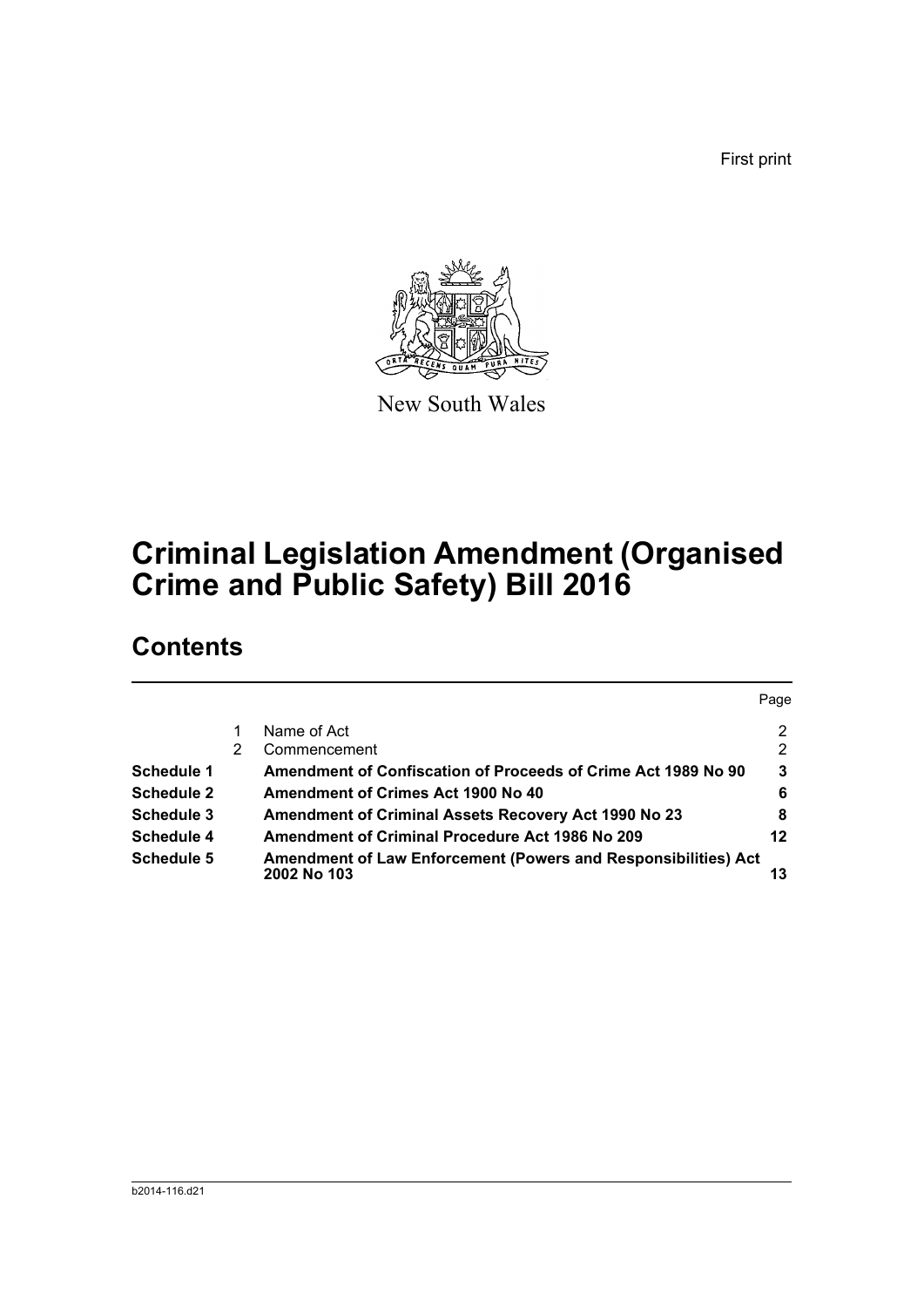First print

New South Wales

# Criminal Legislation Amendment (Organised Crime and Public Safety) Bill 2016

## Contents

| | | | Page |
|---|---|---|---|
| | 1 | Name of Act | 2 |
| | 2 | Commencement | 2 |
| **Schedule 1** | | **Amendment of Confiscation of Proceeds of Crime Act 1989 No 90** | **3** |
| **Schedule 2** | | **Amendment of Crimes Act 1900 No 40** | **6** |
| **Schedule 3** | | **Amendment of Criminal Assets Recovery Act 1990 No 23** | **8** |
| **Schedule 4** | | **Amendment of Criminal Procedure Act 1986 No 209** | **12** |
| **Schedule 5** | | **Amendment of Law Enforcement (Powers and Responsibilities) Act 2002 No 103** | **13** |

b2014-116.d21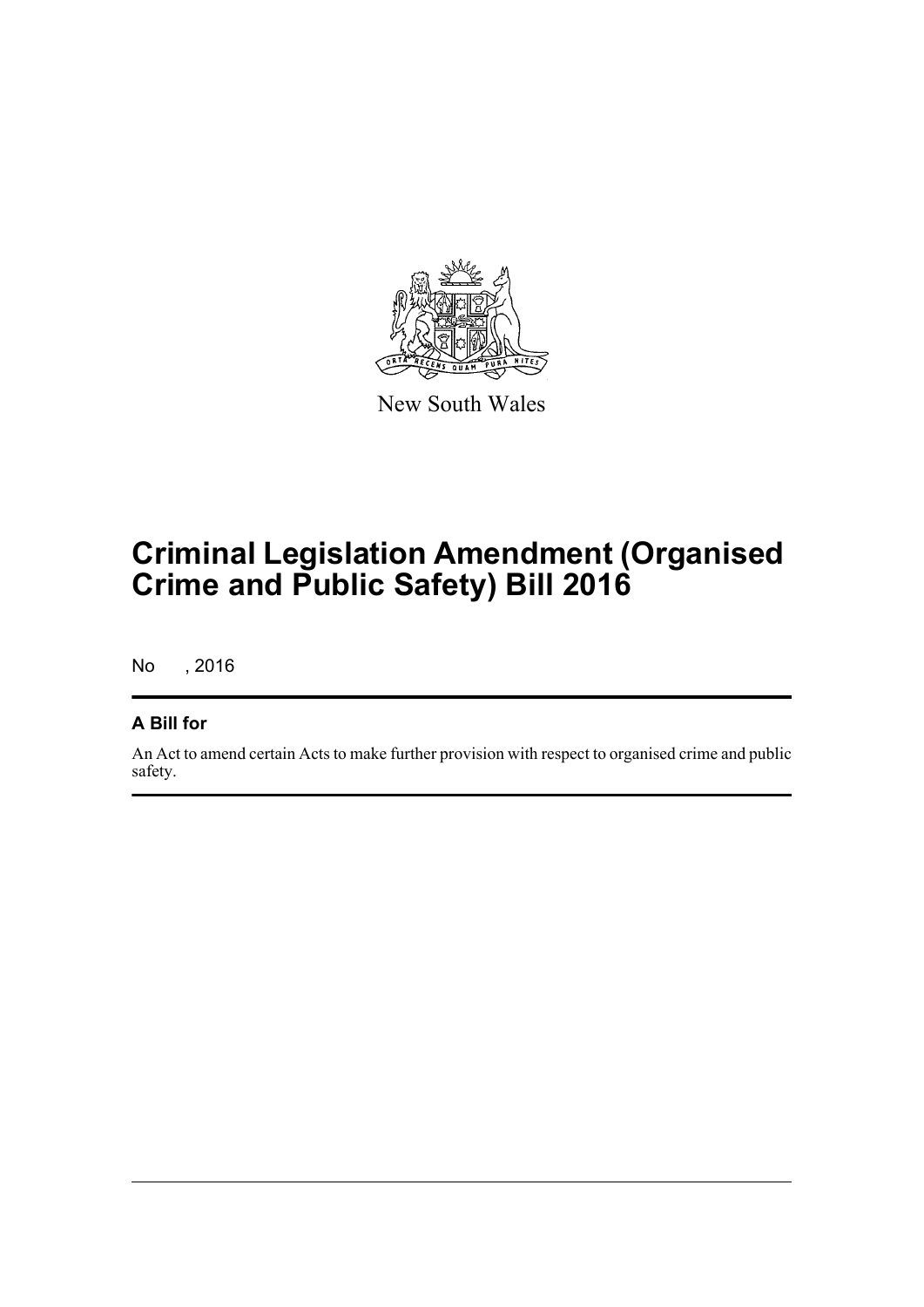New South Wales

# Criminal Legislation Amendment (Organised Crime and Public Safety) Bill 2016

No , 2016

## A Bill for

An Act to amend certain Acts to make further provision with respect to organised crime and public safety.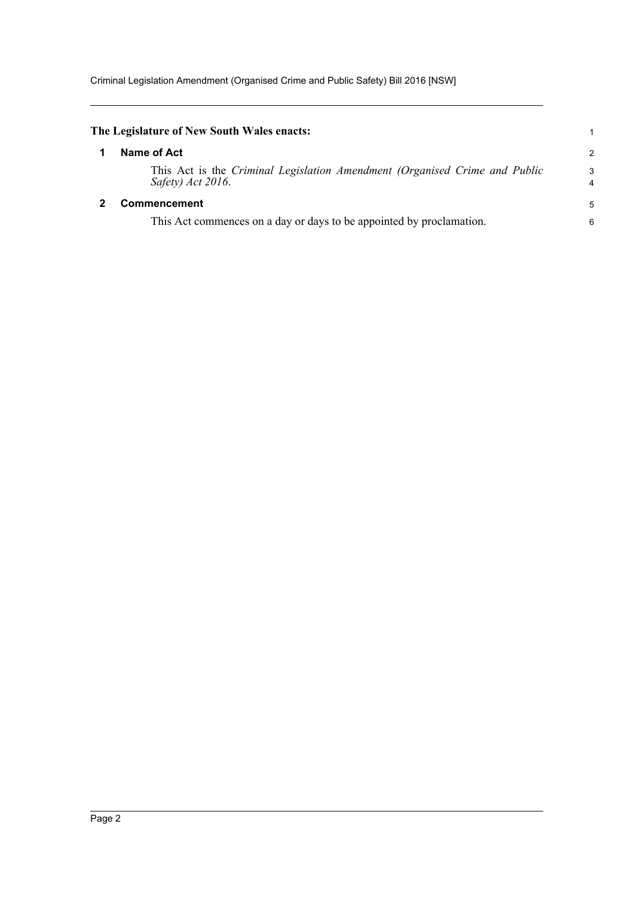**The Legislature of New South Wales enacts:**

## 1 Name of Act

This Act is the *Criminal Legislation Amendment (Organised Crime and Public Safety) Act 2016*.

## 2 Commencement

This Act commences on a day or days to be appointed by proclamation.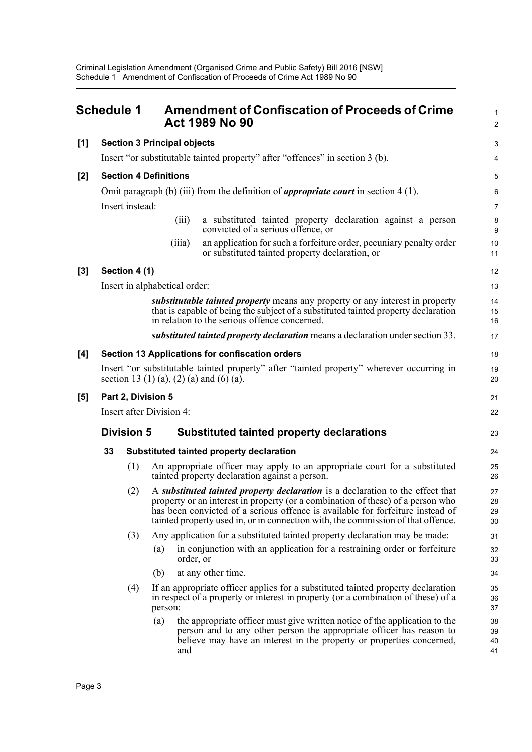## Schedule 1 Amendment of Confiscation of Proceeds of Crime Act 1989 No 90

**[1] Section 3 Principal objects**

Insert "or substitutable tainted property" after "offences" in section 3 (b).

**[2] Section 4 Definitions**

Omit paragraph (b) (iii) from the definition of ***appropriate court*** in section 4 (1).

Insert instead:

(iii) a substituted tainted property declaration against a person convicted of a serious offence, or

(iiia) an application for such a forfeiture order, pecuniary penalty order or substituted tainted property declaration, or

**[3] Section 4 (1)**

Insert in alphabetical order:

***substitutable tainted property*** means any property or any interest in property that is capable of being the subject of a substituted tainted property declaration in relation to the serious offence concerned.

***substituted tainted property declaration*** means a declaration under section 33.

**[4] Section 13 Applications for confiscation orders**

Insert "or substitutable tainted property" after "tainted property" wherever occurring in section 13 (1) (a), (2) (a) and (6) (a).

**[5] Part 2, Division 5**

Insert after Division 4:

### Division 5 Substituted tainted property declarations

**33 Substituted tainted property declaration**

(1) An appropriate officer may apply to an appropriate court for a substituted tainted property declaration against a person.

(2) A ***substituted tainted property declaration*** is a declaration to the effect that property or an interest in property (or a combination of these) of a person who has been convicted of a serious offence is available for forfeiture instead of tainted property used in, or in connection with, the commission of that offence.

(3) Any application for a substituted tainted property declaration may be made:

(a) in conjunction with an application for a restraining order or forfeiture order, or

(b) at any other time.

(4) If an appropriate officer applies for a substituted tainted property declaration in respect of a property or interest in property (or a combination of these) of a person:

(a) the appropriate officer must give written notice of the application to the person and to any other person the appropriate officer has reason to believe may have an interest in the property or properties concerned, and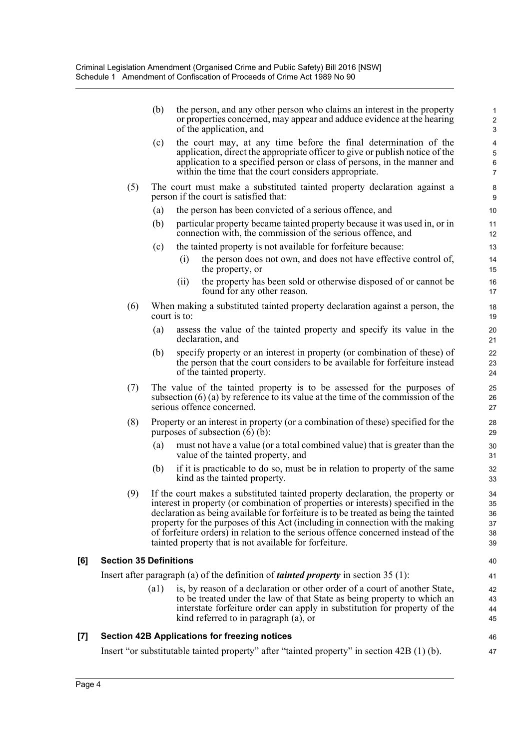(b) the person, and any other person who claims an interest in the property or properties concerned, may appear and adduce evidence at the hearing of the application, and

(c) the court may, at any time before the final determination of the application, direct the appropriate officer to give or publish notice of the application to a specified person or class of persons, in the manner and within the time that the court considers appropriate.

(5) The court must make a substituted tainted property declaration against a person if the court is satisfied that:

(a) the person has been convicted of a serious offence, and

(b) particular property became tainted property because it was used in, or in connection with, the commission of the serious offence, and

(c) the tainted property is not available for forfeiture because:

(i) the person does not own, and does not have effective control of, the property, or

(ii) the property has been sold or otherwise disposed of or cannot be found for any other reason.

(6) When making a substituted tainted property declaration against a person, the court is to:

(a) assess the value of the tainted property and specify its value in the declaration, and

(b) specify property or an interest in property (or combination of these) of the person that the court considers to be available for forfeiture instead of the tainted property.

(7) The value of the tainted property is to be assessed for the purposes of subsection (6) (a) by reference to its value at the time of the commission of the serious offence concerned.

(8) Property or an interest in property (or a combination of these) specified for the purposes of subsection (6) (b):

(a) must not have a value (or a total combined value) that is greater than the value of the tainted property, and

(b) if it is practicable to do so, must be in relation to property of the same kind as the tainted property.

(9) If the court makes a substituted tainted property declaration, the property or interest in property (or combination of properties or interests) specified in the declaration as being available for forfeiture is to be treated as being the tainted property for the purposes of this Act (including in connection with the making of forfeiture orders) in relation to the serious offence concerned instead of the tainted property that is not available for forfeiture.

### [6] Section 35 Definitions

Insert after paragraph (a) of the definition of ***tainted property*** in section 35 (1):

(a1) is, by reason of a declaration or other order of a court of another State, to be treated under the law of that State as being property to which an interstate forfeiture order can apply in substitution for property of the kind referred to in paragraph (a), or

### [7] Section 42B Applications for freezing notices

Insert "or substitutable tainted property" after "tainted property" in section 42B (1) (b).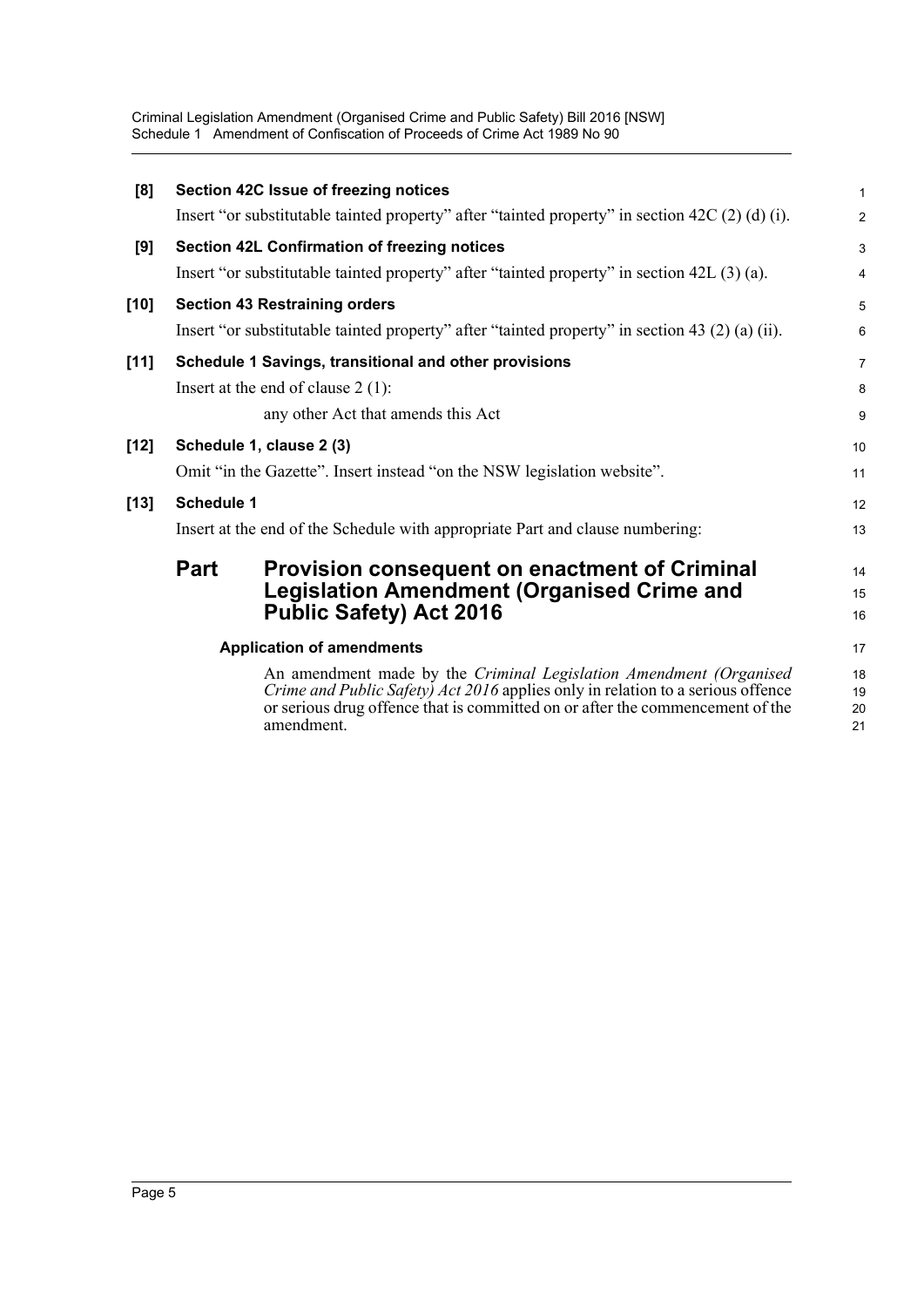**[8] Section 42C Issue of freezing notices**

Insert "or substitutable tainted property" after "tainted property" in section 42C (2) (d) (i).

**[9] Section 42L Confirmation of freezing notices**

Insert "or substitutable tainted property" after "tainted property" in section 42L (3) (a).

**[10] Section 43 Restraining orders**

Insert "or substitutable tainted property" after "tainted property" in section 43 (2) (a) (ii).

**[11] Schedule 1 Savings, transitional and other provisions**

Insert at the end of clause 2 (1):

any other Act that amends this Act

**[12] Schedule 1, clause 2 (3)**

Omit "in the Gazette". Insert instead "on the NSW legislation website".

**[13] Schedule 1**

Insert at the end of the Schedule with appropriate Part and clause numbering:

## Part Provision consequent on enactment of Criminal Legislation Amendment (Organised Crime and Public Safety) Act 2016

### Application of amendments

An amendment made by the *Criminal Legislation Amendment (Organised Crime and Public Safety) Act 2016* applies only in relation to a serious offence or serious drug offence that is committed on or after the commencement of the amendment.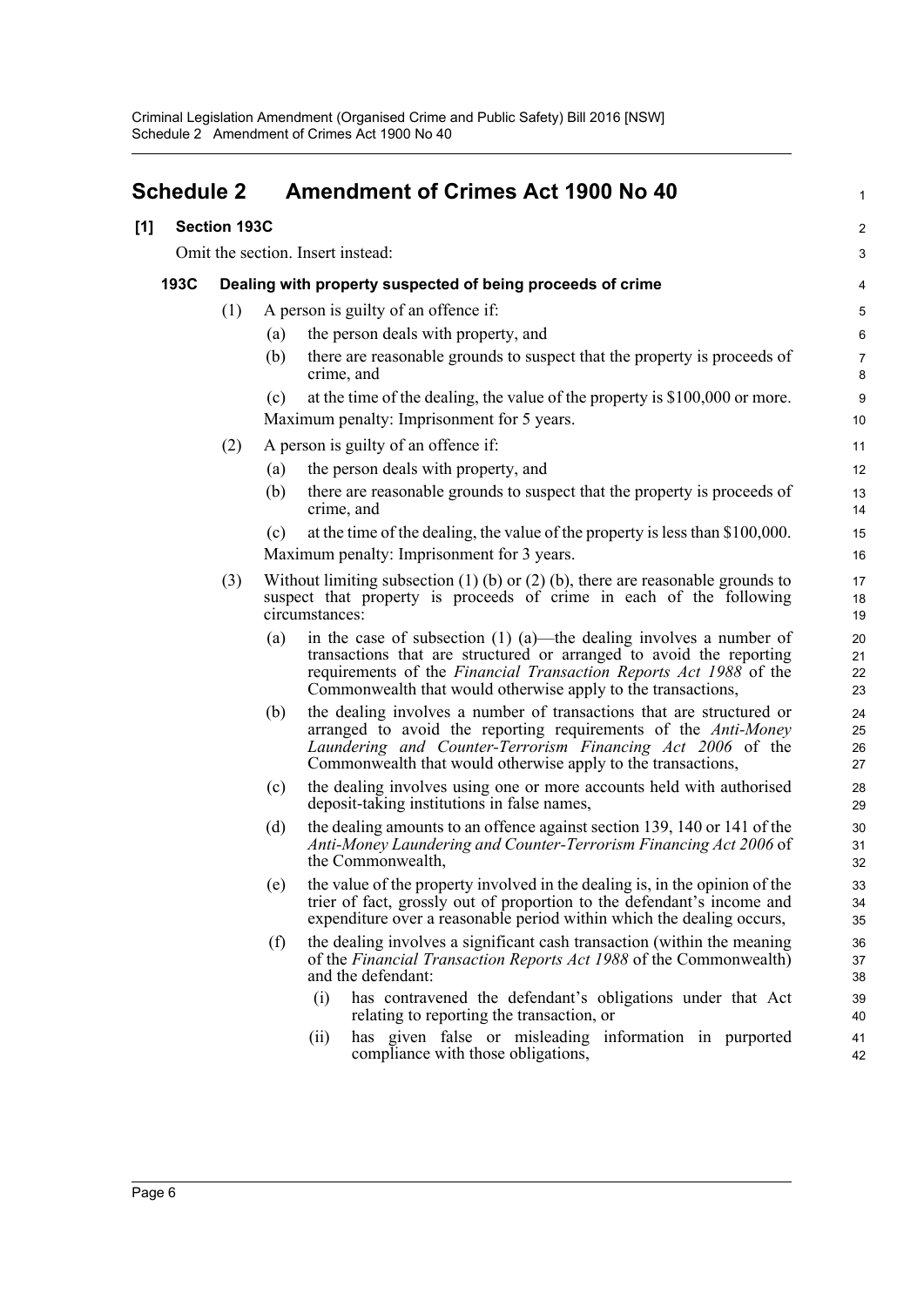## Schedule 2 Amendment of Crimes Act 1900 No 40

**[1] Section 193C**

Omit the section. Insert instead:

**193C Dealing with property suspected of being proceeds of crime**

(1) A person is guilty of an offence if:

(a) the person deals with property, and

(b) there are reasonable grounds to suspect that the property is proceeds of crime, and

(c) at the time of the dealing, the value of the property is $100,000 or more.

Maximum penalty: Imprisonment for 5 years.

(2) A person is guilty of an offence if:

(a) the person deals with property, and

(b) there are reasonable grounds to suspect that the property is proceeds of crime, and

(c) at the time of the dealing, the value of the property is less than $100,000.

Maximum penalty: Imprisonment for 3 years.

(3) Without limiting subsection (1) (b) or (2) (b), there are reasonable grounds to suspect that property is proceeds of crime in each of the following circumstances:

(a) in the case of subsection (1) (a)—the dealing involves a number of transactions that are structured or arranged to avoid the reporting requirements of the *Financial Transaction Reports Act 1988* of the Commonwealth that would otherwise apply to the transactions,

(b) the dealing involves a number of transactions that are structured or arranged to avoid the reporting requirements of the *Anti-Money Laundering and Counter-Terrorism Financing Act 2006* of the Commonwealth that would otherwise apply to the transactions,

(c) the dealing involves using one or more accounts held with authorised deposit-taking institutions in false names,

(d) the dealing amounts to an offence against section 139, 140 or 141 of the *Anti-Money Laundering and Counter-Terrorism Financing Act 2006* of the Commonwealth,

(e) the value of the property involved in the dealing is, in the opinion of the trier of fact, grossly out of proportion to the defendant's income and expenditure over a reasonable period within which the dealing occurs,

(f) the dealing involves a significant cash transaction (within the meaning of the *Financial Transaction Reports Act 1988* of the Commonwealth) and the defendant:

(i) has contravened the defendant's obligations under that Act relating to reporting the transaction, or

(ii) has given false or misleading information in purported compliance with those obligations,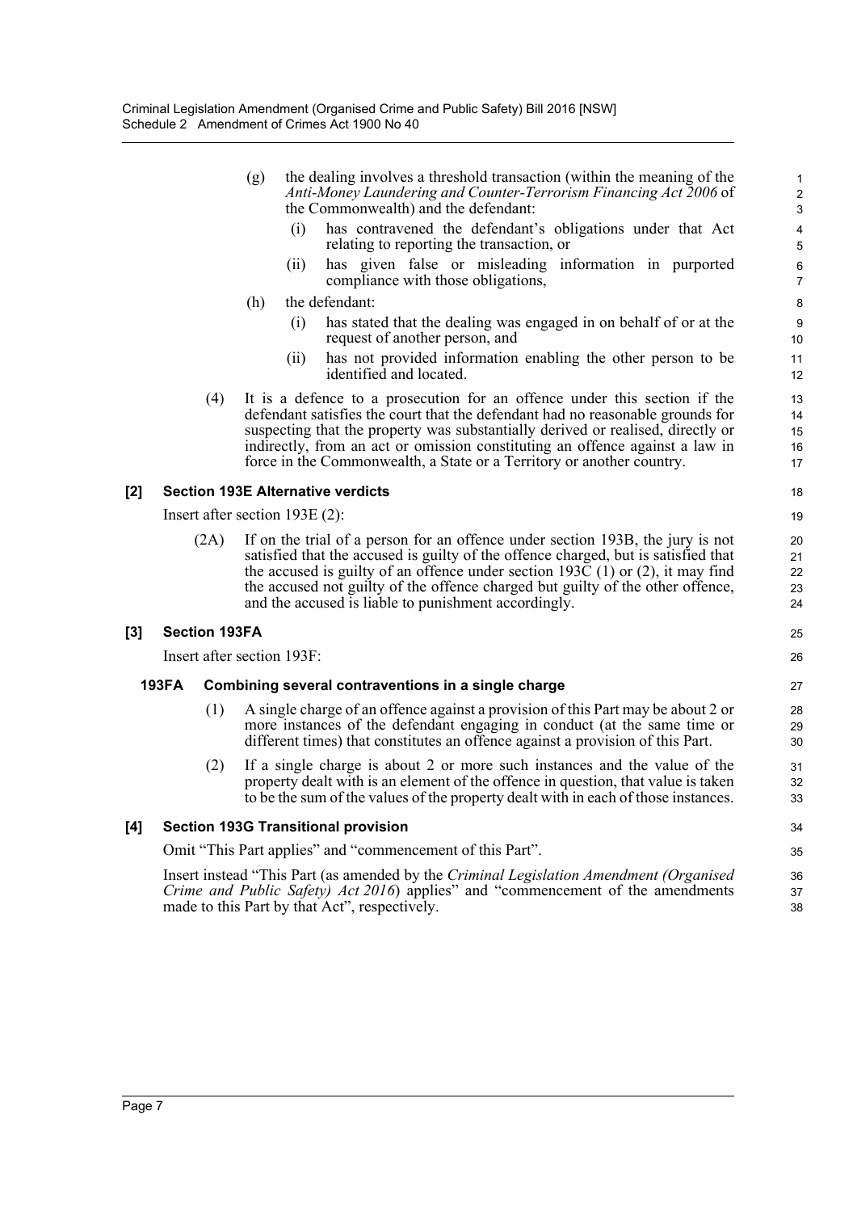(g) the dealing involves a threshold transaction (within the meaning of the *Anti-Money Laundering and Counter-Terrorism Financing Act 2006* of the Commonwealth) and the defendant:

(i) has contravened the defendant's obligations under that Act relating to reporting the transaction, or

(ii) has given false or misleading information in purported compliance with those obligations,

(h) the defendant:

(i) has stated that the dealing was engaged in on behalf of or at the request of another person, and

(ii) has not provided information enabling the other person to be identified and located.

(4) It is a defence to a prosecution for an offence under this section if the defendant satisfies the court that the defendant had no reasonable grounds for suspecting that the property was substantially derived or realised, directly or indirectly, from an act or omission constituting an offence against a law in force in the Commonwealth, a State or a Territory or another country.

**[2] Section 193E Alternative verdicts**

Insert after section 193E (2):

(2A) If on the trial of a person for an offence under section 193B, the jury is not satisfied that the accused is guilty of the offence charged, but is satisfied that the accused is guilty of an offence under section 193C (1) or (2), it may find the accused not guilty of the offence charged but guilty of the other offence, and the accused is liable to punishment accordingly.

**[3] Section 193FA**

Insert after section 193F:

**193FA Combining several contraventions in a single charge**

(1) A single charge of an offence against a provision of this Part may be about 2 or more instances of the defendant engaging in conduct (at the same time or different times) that constitutes an offence against a provision of this Part.

(2) If a single charge is about 2 or more such instances and the value of the property dealt with is an element of the offence in question, that value is taken to be the sum of the values of the property dealt with in each of those instances.

**[4] Section 193G Transitional provision**

Omit "This Part applies" and "commencement of this Part".

Insert instead "This Part (as amended by the *Criminal Legislation Amendment (Organised Crime and Public Safety) Act 2016*) applies" and "commencement of the amendments made to this Part by that Act", respectively.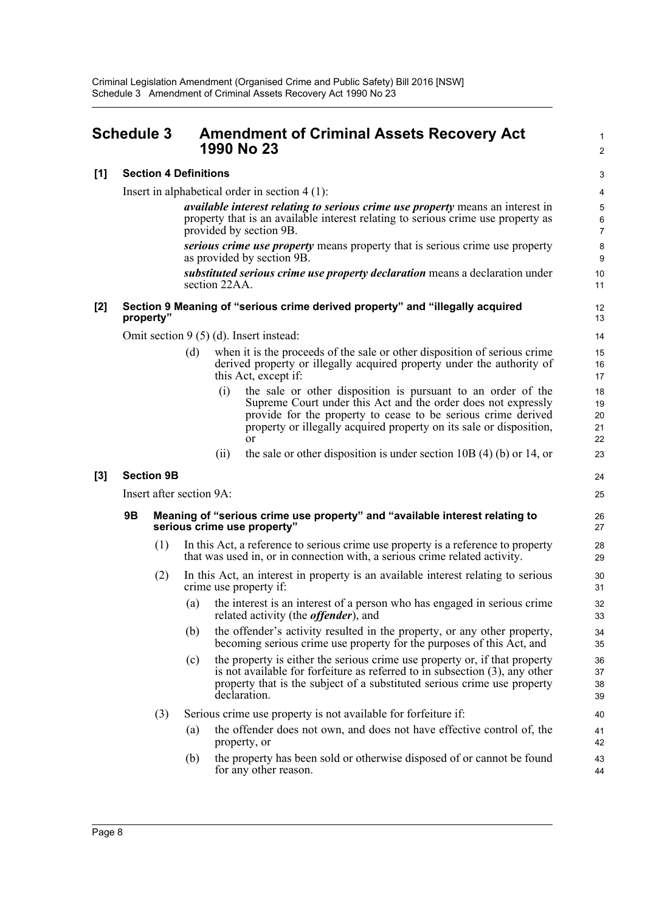# Schedule 3 Amendment of Criminal Assets Recovery Act 1990 No 23

**[1] Section 4 Definitions**

Insert in alphabetical order in section 4 (1):

> ***available interest relating to serious crime use property*** means an interest in property that is an available interest relating to serious crime use property as provided by section 9B.
>
> ***serious crime use property*** means property that is serious crime use property as provided by section 9B.
>
> ***substituted serious crime use property declaration*** means a declaration under section 22AA.

**[2] Section 9 Meaning of "serious crime derived property" and "illegally acquired property"**

Omit section 9 (5) (d). Insert instead:

> (d) when it is the proceeds of the sale or other disposition of serious crime derived property or illegally acquired property under the authority of this Act, except if:
>
> > (i) the sale or other disposition is pursuant to an order of the Supreme Court under this Act and the order does not expressly provide for the property to cease to be serious crime derived property or illegally acquired property on its sale or disposition, or
> >
> > (ii) the sale or other disposition is under section 10B (4) (b) or 14, or

**[3] Section 9B**

Insert after section 9A:

> **9B Meaning of "serious crime use property" and "available interest relating to serious crime use property"**
>
> (1) In this Act, a reference to serious crime use property is a reference to property that was used in, or in connection with, a serious crime related activity.
>
> (2) In this Act, an interest in property is an available interest relating to serious crime use property if:
>
> > (a) the interest is an interest of a person who has engaged in serious crime related activity (the ***offender***), and
> >
> > (b) the offender's activity resulted in the property, or any other property, becoming serious crime use property for the purposes of this Act, and
> >
> > (c) the property is either the serious crime use property or, if that property is not available for forfeiture as referred to in subsection (3), any other property that is the subject of a substituted serious crime use property declaration.
>
> (3) Serious crime use property is not available for forfeiture if:
>
> > (a) the offender does not own, and does not have effective control of, the property, or
> >
> > (b) the property has been sold or otherwise disposed of or cannot be found for any other reason.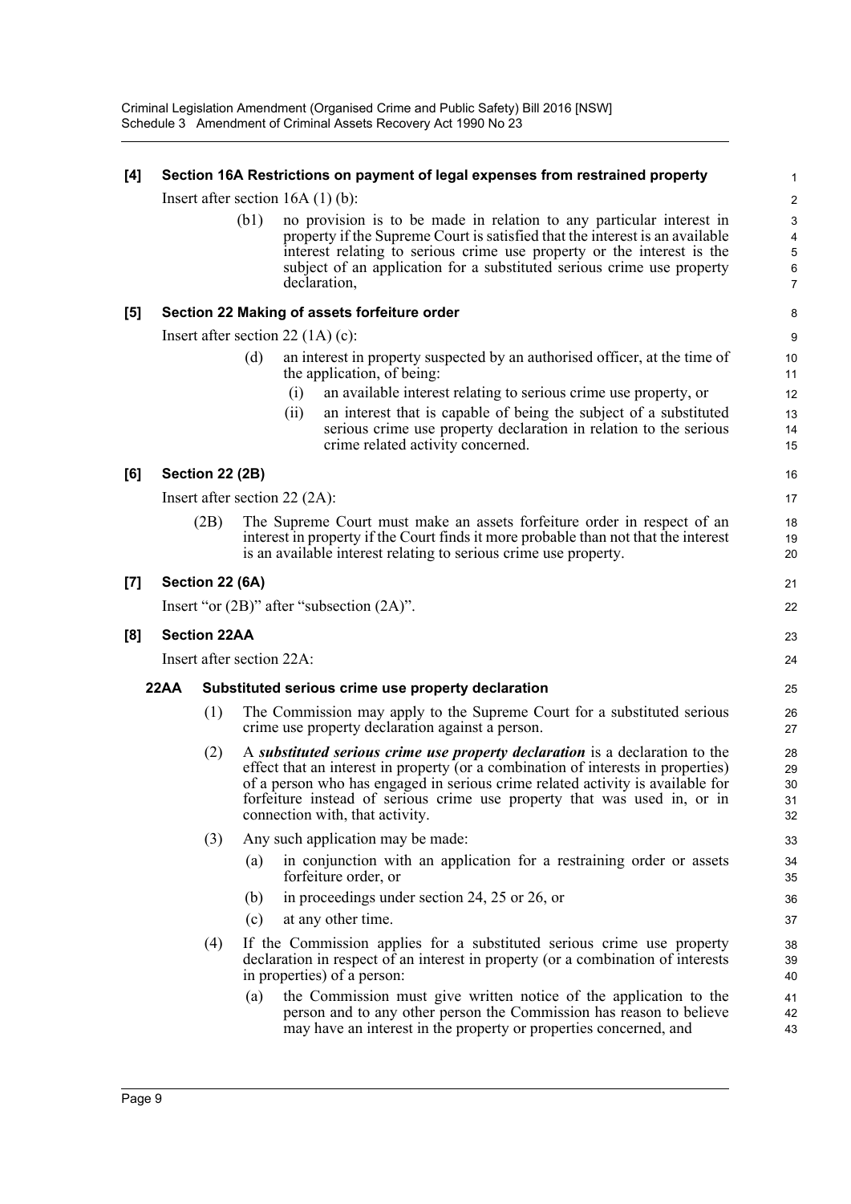**[4] Section 16A Restrictions on payment of legal expenses from restrained property**

Insert after section 16A (1) (b):

> (b1) no provision is to be made in relation to any particular interest in property if the Supreme Court is satisfied that the interest is an available interest relating to serious crime use property or the interest is the subject of an application for a substituted serious crime use property declaration,

**[5] Section 22 Making of assets forfeiture order**

Insert after section 22 (1A) (c):

> (d) an interest in property suspected by an authorised officer, at the time of the application, of being:
>
> (i) an available interest relating to serious crime use property, or
>
> (ii) an interest that is capable of being the subject of a substituted serious crime use property declaration in relation to the serious crime related activity concerned.

**[6] Section 22 (2B)**

Insert after section 22 (2A):

> (2B) The Supreme Court must make an assets forfeiture order in respect of an interest in property if the Court finds it more probable than not that the interest is an available interest relating to serious crime use property.

**[7] Section 22 (6A)**

Insert "or (2B)" after "subsection (2A)".

**[8] Section 22AA**

Insert after section 22A:

**22AA Substituted serious crime use property declaration**

(1) The Commission may apply to the Supreme Court for a substituted serious crime use property declaration against a person.

(2) A ***substituted serious crime use property declaration*** is a declaration to the effect that an interest in property (or a combination of interests in properties) of a person who has engaged in serious crime related activity is available for forfeiture instead of serious crime use property that was used in, or in connection with, that activity.

(3) Any such application may be made:

(a) in conjunction with an application for a restraining order or assets forfeiture order, or

(b) in proceedings under section 24, 25 or 26, or

(c) at any other time.

(4) If the Commission applies for a substituted serious crime use property declaration in respect of an interest in property (or a combination of interests in properties) of a person:

(a) the Commission must give written notice of the application to the person and to any other person the Commission has reason to believe may have an interest in the property or properties concerned, and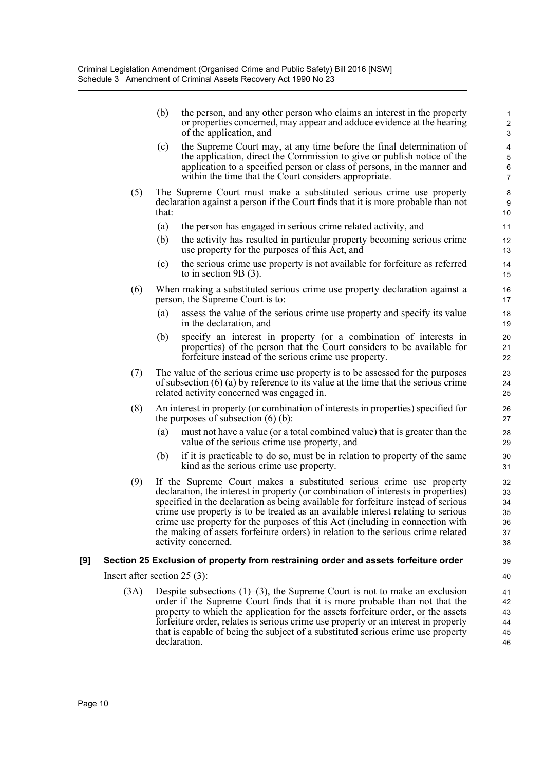(b) the person, and any other person who claims an interest in the property or properties concerned, may appear and adduce evidence at the hearing of the application, and

(c) the Supreme Court may, at any time before the final determination of the application, direct the Commission to give or publish notice of the application to a specified person or class of persons, in the manner and within the time that the Court considers appropriate.

(5) The Supreme Court must make a substituted serious crime use property declaration against a person if the Court finds that it is more probable than not that:

(a) the person has engaged in serious crime related activity, and

(b) the activity has resulted in particular property becoming serious crime use property for the purposes of this Act, and

(c) the serious crime use property is not available for forfeiture as referred to in section 9B (3).

(6) When making a substituted serious crime use property declaration against a person, the Supreme Court is to:

(a) assess the value of the serious crime use property and specify its value in the declaration, and

(b) specify an interest in property (or a combination of interests in properties) of the person that the Court considers to be available for forfeiture instead of the serious crime use property.

(7) The value of the serious crime use property is to be assessed for the purposes of subsection (6) (a) by reference to its value at the time that the serious crime related activity concerned was engaged in.

(8) An interest in property (or combination of interests in properties) specified for the purposes of subsection (6) (b):

(a) must not have a value (or a total combined value) that is greater than the value of the serious crime use property, and

(b) if it is practicable to do so, must be in relation to property of the same kind as the serious crime use property.

(9) If the Supreme Court makes a substituted serious crime use property declaration, the interest in property (or combination of interests in properties) specified in the declaration as being available for forfeiture instead of serious crime use property is to be treated as an available interest relating to serious crime use property for the purposes of this Act (including in connection with the making of assets forfeiture orders) in relation to the serious crime related activity concerned.

### [9] Section 25 Exclusion of property from restraining order and assets forfeiture order

Insert after section 25 (3):

(3A) Despite subsections (1)–(3), the Supreme Court is not to make an exclusion order if the Supreme Court finds that it is more probable than not that the property to which the application for the assets forfeiture order, or the assets forfeiture order, relates is serious crime use property or an interest in property that is capable of being the subject of a substituted serious crime use property declaration.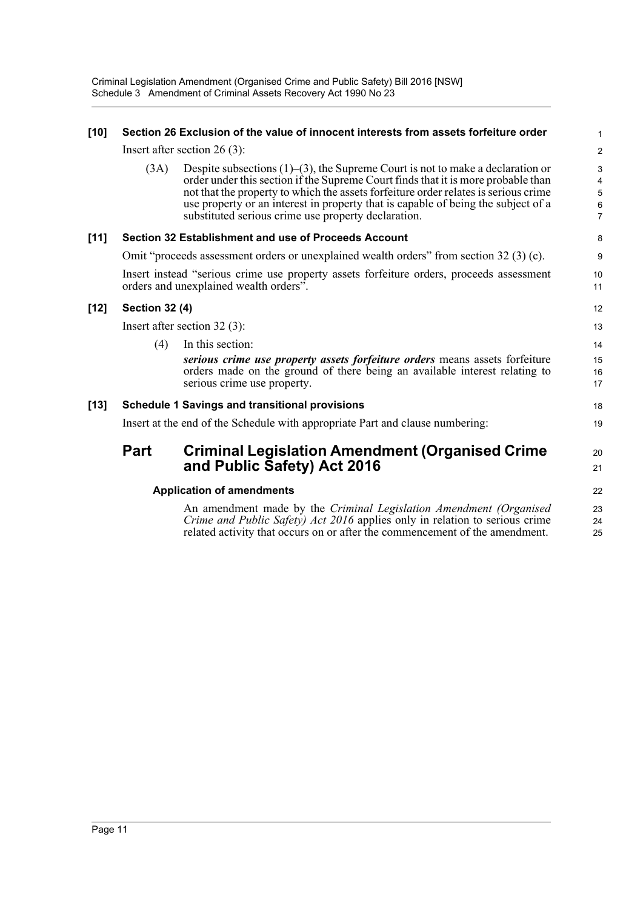**[10] Section 26 Exclusion of the value of innocent interests from assets forfeiture order**

Insert after section 26 (3):

(3A) Despite subsections (1)–(3), the Supreme Court is not to make a declaration or order under this section if the Supreme Court finds that it is more probable than not that the property to which the assets forfeiture order relates is serious crime use property or an interest in property that is capable of being the subject of a substituted serious crime use property declaration.

**[11] Section 32 Establishment and use of Proceeds Account**

Omit "proceeds assessment orders or unexplained wealth orders" from section 32 (3) (c).

Insert instead "serious crime use property assets forfeiture orders, proceeds assessment orders and unexplained wealth orders".

**[12] Section 32 (4)**

Insert after section 32 (3):

(4) In this section:

***serious crime use property assets forfeiture orders*** means assets forfeiture orders made on the ground of there being an available interest relating to serious crime use property.

**[13] Schedule 1 Savings and transitional provisions**

Insert at the end of the Schedule with appropriate Part and clause numbering:

## Part Criminal Legislation Amendment (Organised Crime and Public Safety) Act 2016

### Application of amendments

An amendment made by the *Criminal Legislation Amendment (Organised Crime and Public Safety) Act 2016* applies only in relation to serious crime related activity that occurs on or after the commencement of the amendment.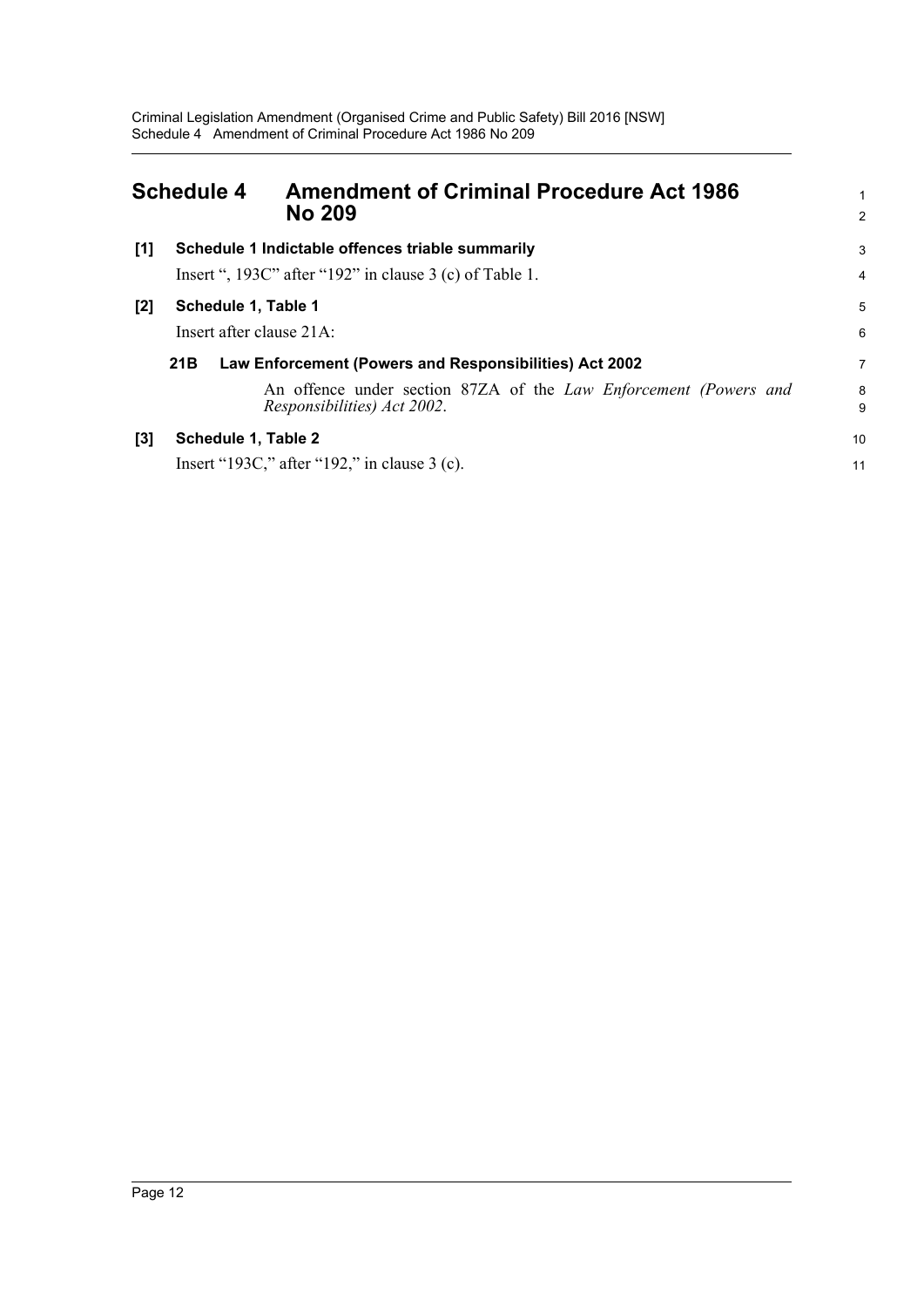# Schedule 4 Amendment of Criminal Procedure Act 1986 No 209

**[1] Schedule 1 Indictable offences triable summarily**

Insert ", 193C" after "192" in clause 3 (c) of Table 1.

**[2] Schedule 1, Table 1**

Insert after clause 21A:

**21B Law Enforcement (Powers and Responsibilities) Act 2002**

An offence under section 87ZA of the *Law Enforcement (Powers and Responsibilities) Act 2002*.

**[3] Schedule 1, Table 2**

Insert "193C," after "192," in clause 3 (c).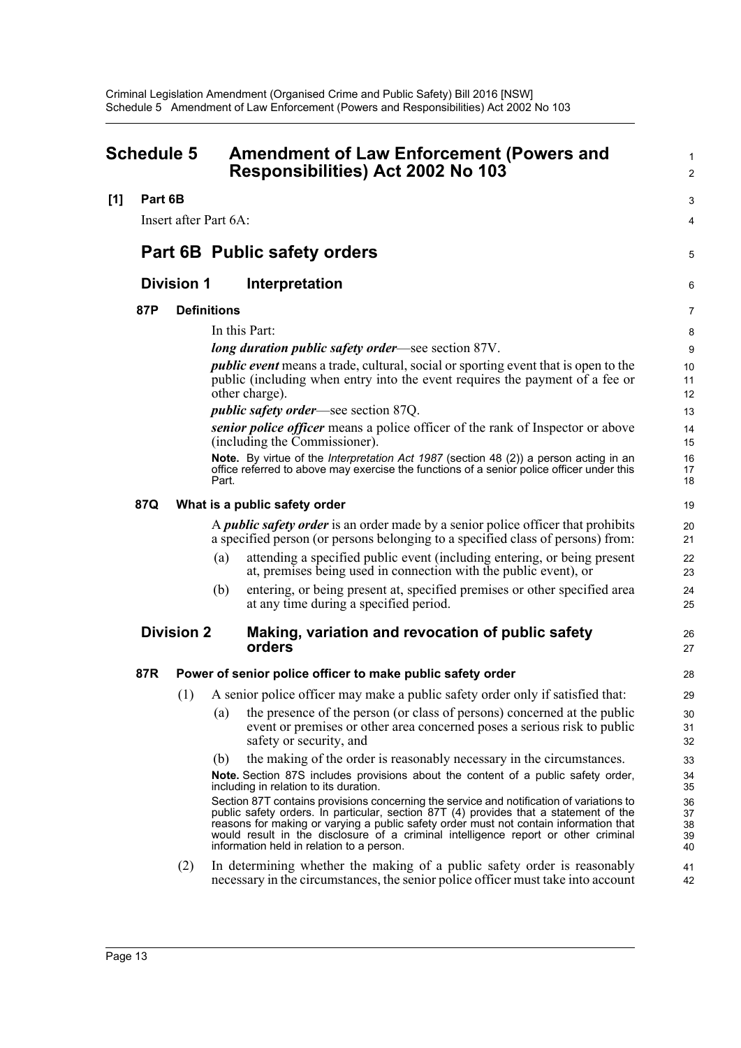## Schedule 5 Amendment of Law Enforcement (Powers and Responsibilities) Act 2002 No 103

**[1] Part 6B**

Insert after Part 6A:

## Part 6B Public safety orders

### Division 1 Interpretation

#### 87P Definitions

In this Part:

***long duration public safety order***—see section 87V.

***public event*** means a trade, cultural, social or sporting event that is open to the public (including when entry into the event requires the payment of a fee or other charge).

***public safety order***—see section 87Q.

***senior police officer*** means a police officer of the rank of Inspector or above (including the Commissioner).

**Note.** By virtue of the *Interpretation Act 1987* (section 48 (2)) a person acting in an office referred to above may exercise the functions of a senior police officer under this Part.

#### 87Q What is a public safety order

A ***public safety order*** is an order made by a senior police officer that prohibits a specified person (or persons belonging to a specified class of persons) from:

(a) attending a specified public event (including entering, or being present at, premises being used in connection with the public event), or

(b) entering, or being present at, specified premises or other specified area at any time during a specified period.

### Division 2 Making, variation and revocation of public safety orders

#### 87R Power of senior police officer to make public safety order

(1) A senior police officer may make a public safety order only if satisfied that:

(a) the presence of the person (or class of persons) concerned at the public event or premises or other area concerned poses a serious risk to public safety or security, and

(b) the making of the order is reasonably necessary in the circumstances.

**Note.** Section 87S includes provisions about the content of a public safety order, including in relation to its duration.

Section 87T contains provisions concerning the service and notification of variations to public safety orders. In particular, section 87T (4) provides that a statement of the reasons for making or varying a public safety order must not contain information that would result in the disclosure of a criminal intelligence report or other criminal information held in relation to a person.

(2) In determining whether the making of a public safety order is reasonably necessary in the circumstances, the senior police officer must take into account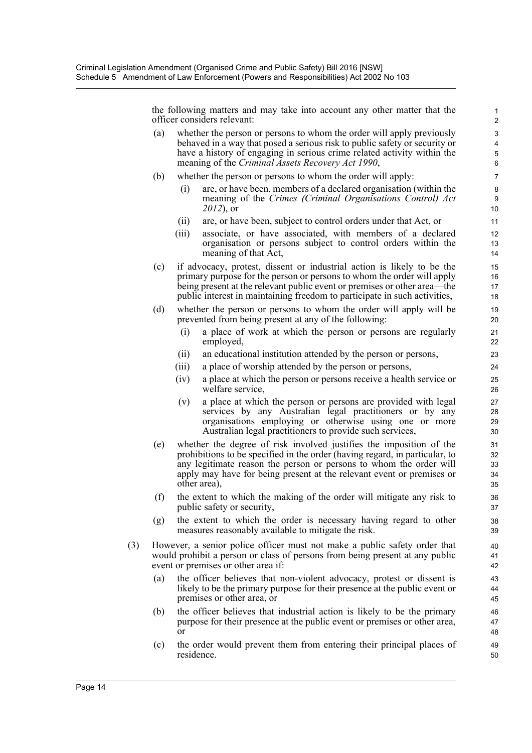the following matters and may take into account any other matter that the officer considers relevant:

(a) whether the person or persons to whom the order will apply previously behaved in a way that posed a serious risk to public safety or security or have a history of engaging in serious crime related activity within the meaning of the *Criminal Assets Recovery Act 1990*,

(b) whether the person or persons to whom the order will apply:

  (i) are, or have been, members of a declared organisation (within the meaning of the *Crimes (Criminal Organisations Control) Act 2012*), or

  (ii) are, or have been, subject to control orders under that Act, or

  (iii) associate, or have associated, with members of a declared organisation or persons subject to control orders within the meaning of that Act,

(c) if advocacy, protest, dissent or industrial action is likely to be the primary purpose for the person or persons to whom the order will apply being present at the relevant public event or premises or other area—the public interest in maintaining freedom to participate in such activities,

(d) whether the person or persons to whom the order will apply will be prevented from being present at any of the following:

  (i) a place of work at which the person or persons are regularly employed,

  (ii) an educational institution attended by the person or persons,

  (iii) a place of worship attended by the person or persons,

  (iv) a place at which the person or persons receive a health service or welfare service,

  (v) a place at which the person or persons are provided with legal services by any Australian legal practitioners or by any organisations employing or otherwise using one or more Australian legal practitioners to provide such services,

(e) whether the degree of risk involved justifies the imposition of the prohibitions to be specified in the order (having regard, in particular, to any legitimate reason the person or persons to whom the order will apply may have for being present at the relevant event or premises or other area),

(f) the extent to which the making of the order will mitigate any risk to public safety or security,

(g) the extent to which the order is necessary having regard to other measures reasonably available to mitigate the risk.

(3) However, a senior police officer must not make a public safety order that would prohibit a person or class of persons from being present at any public event or premises or other area if:

(a) the officer believes that non-violent advocacy, protest or dissent is likely to be the primary purpose for their presence at the public event or premises or other area, or

(b) the officer believes that industrial action is likely to be the primary purpose for their presence at the public event or premises or other area, or

(c) the order would prevent them from entering their principal places of residence.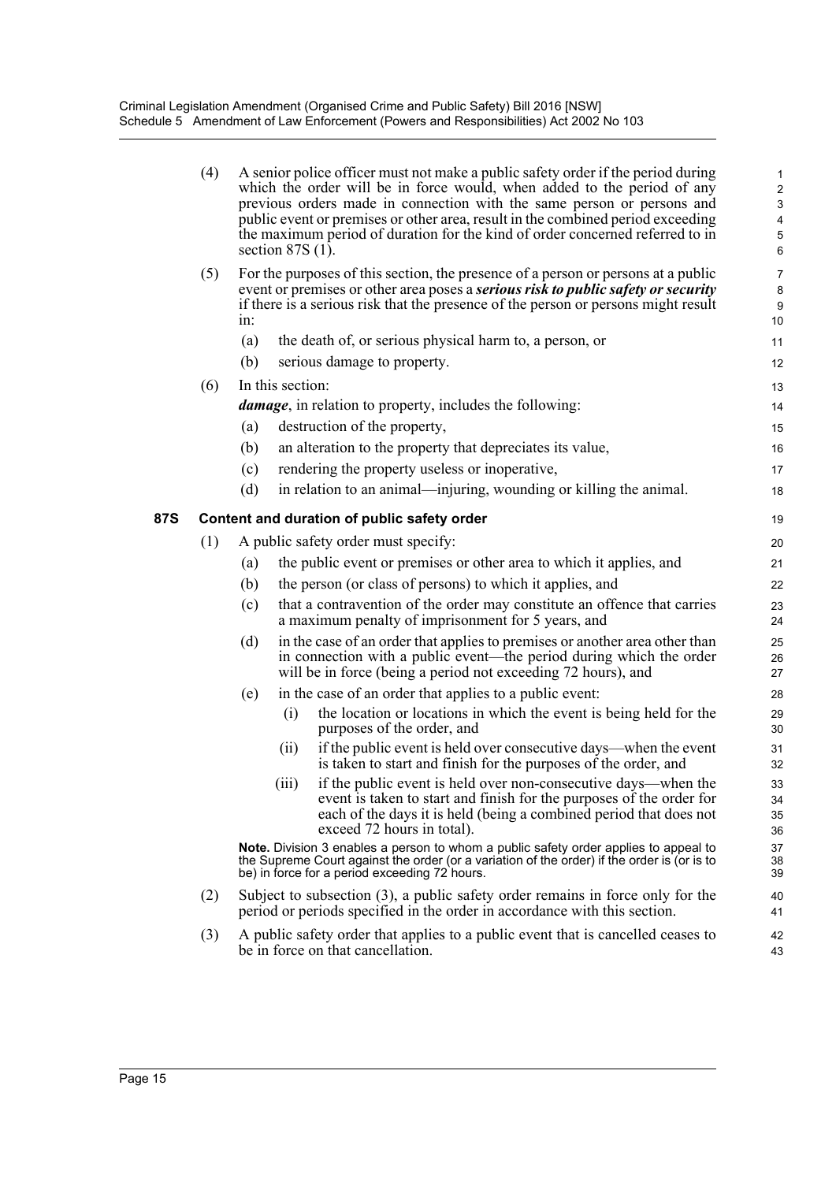(4) A senior police officer must not make a public safety order if the period during which the order will be in force would, when added to the period of any previous orders made in connection with the same person or persons and public event or premises or other area, result in the combined period exceeding the maximum period of duration for the kind of order concerned referred to in section 87S (1).

(5) For the purposes of this section, the presence of a person or persons at a public event or premises or other area poses a ***serious risk to public safety or security*** if there is a serious risk that the presence of the person or persons might result in:

- (a) the death of, or serious physical harm to, a person, or
- (b) serious damage to property.

(6) In this section:

***damage***, in relation to property, includes the following:

- (a) destruction of the property,
- (b) an alteration to the property that depreciates its value,
- (c) rendering the property useless or inoperative,
- (d) in relation to an animal—injuring, wounding or killing the animal.

### 87S Content and duration of public safety order

(1) A public safety order must specify:

- (a) the public event or premises or other area to which it applies, and
- (b) the person (or class of persons) to which it applies, and
- (c) that a contravention of the order may constitute an offence that carries a maximum penalty of imprisonment for 5 years, and
- (d) in the case of an order that applies to premises or another area other than in connection with a public event—the period during which the order will be in force (being a period not exceeding 72 hours), and
- (e) in the case of an order that applies to a public event:
  - (i) the location or locations in which the event is being held for the purposes of the order, and
  - (ii) if the public event is held over consecutive days—when the event is taken to start and finish for the purposes of the order, and
  - (iii) if the public event is held over non-consecutive days—when the event is taken to start and finish for the purposes of the order for each of the days it is held (being a combined period that does not exceed 72 hours in total).

**Note.** Division 3 enables a person to whom a public safety order applies to appeal to the Supreme Court against the order (or a variation of the order) if the order is (or is to be) in force for a period exceeding 72 hours.

(2) Subject to subsection (3), a public safety order remains in force only for the period or periods specified in the order in accordance with this section.

(3) A public safety order that applies to a public event that is cancelled ceases to be in force on that cancellation.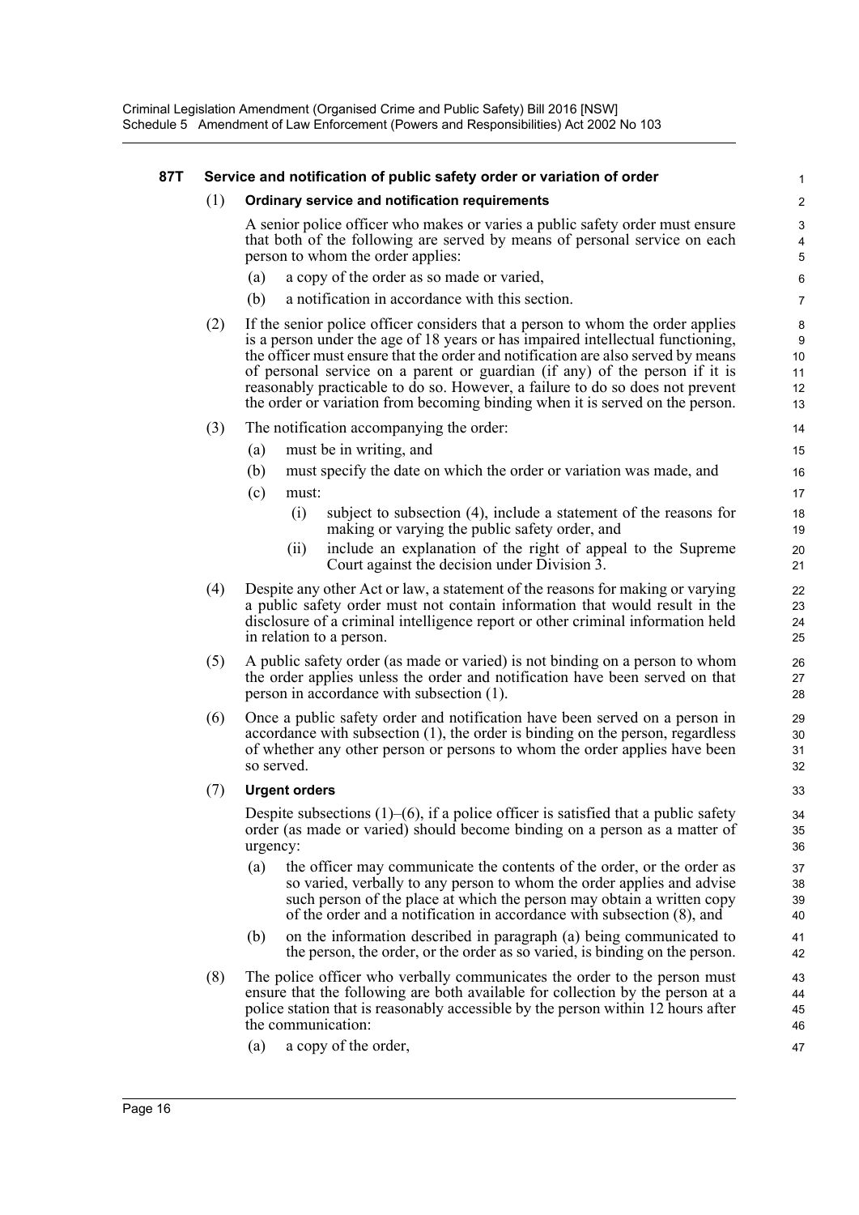**87T Service and notification of public safety order or variation of order**

(1) **Ordinary service and notification requirements**

A senior police officer who makes or varies a public safety order must ensure that both of the following are served by means of personal service on each person to whom the order applies:

(a) a copy of the order as so made or varied,

(b) a notification in accordance with this section.

(2) If the senior police officer considers that a person to whom the order applies is a person under the age of 18 years or has impaired intellectual functioning, the officer must ensure that the order and notification are also served by means of personal service on a parent or guardian (if any) of the person if it is reasonably practicable to do so. However, a failure to do so does not prevent the order or variation from becoming binding when it is served on the person.

(3) The notification accompanying the order:

(a) must be in writing, and

(b) must specify the date on which the order or variation was made, and

(c) must:

(i) subject to subsection (4), include a statement of the reasons for making or varying the public safety order, and

(ii) include an explanation of the right of appeal to the Supreme Court against the decision under Division 3.

(4) Despite any other Act or law, a statement of the reasons for making or varying a public safety order must not contain information that would result in the disclosure of a criminal intelligence report or other criminal information held in relation to a person.

(5) A public safety order (as made or varied) is not binding on a person to whom the order applies unless the order and notification have been served on that person in accordance with subsection (1).

(6) Once a public safety order and notification have been served on a person in accordance with subsection (1), the order is binding on the person, regardless of whether any other person or persons to whom the order applies have been so served.

(7) **Urgent orders**

Despite subsections (1)–(6), if a police officer is satisfied that a public safety order (as made or varied) should become binding on a person as a matter of urgency:

(a) the officer may communicate the contents of the order, or the order as so varied, verbally to any person to whom the order applies and advise such person of the place at which the person may obtain a written copy of the order and a notification in accordance with subsection (8), and

(b) on the information described in paragraph (a) being communicated to the person, the order, or the order as so varied, is binding on the person.

(8) The police officer who verbally communicates the order to the person must ensure that the following are both available for collection by the person at a police station that is reasonably accessible by the person within 12 hours after the communication:

(a) a copy of the order,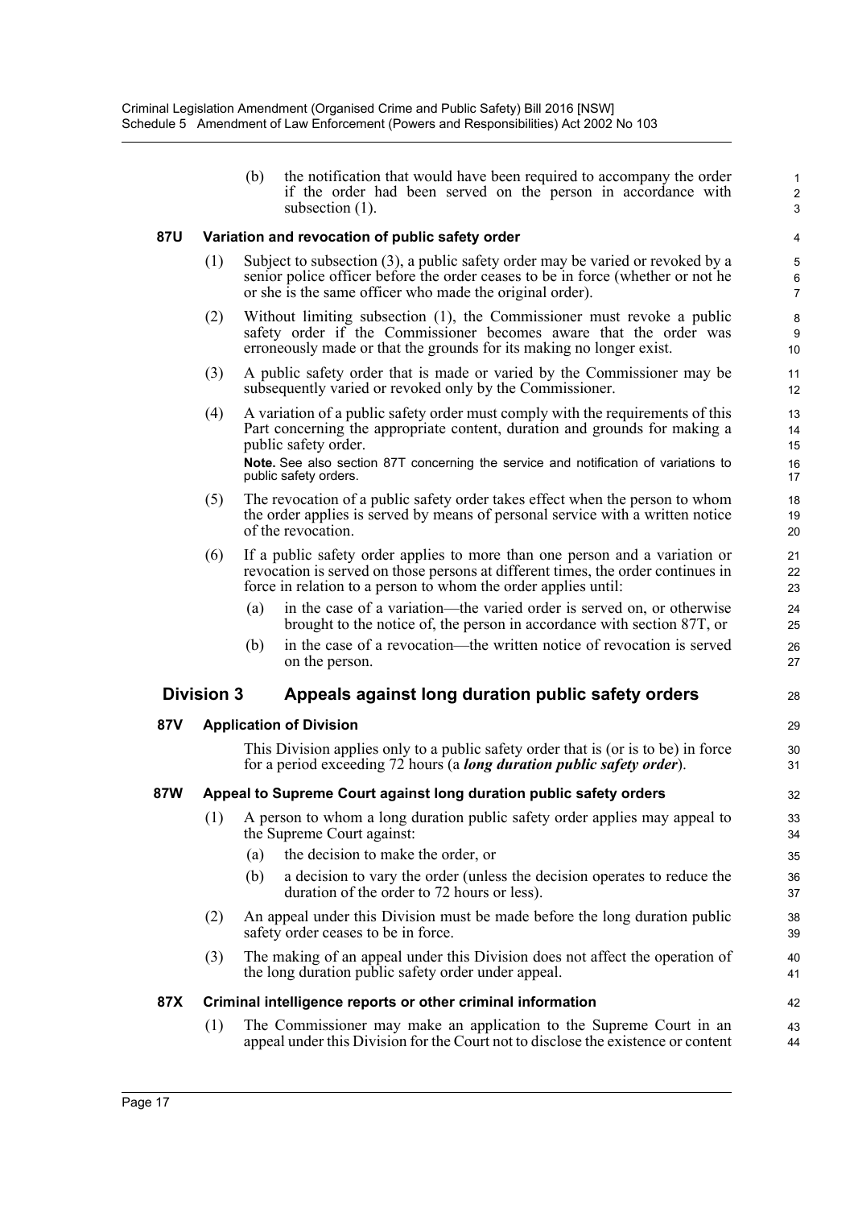(b) the notification that would have been required to accompany the order if the order had been served on the person in accordance with subsection (1).

**87U Variation and revocation of public safety order**

(1) Subject to subsection (3), a public safety order may be varied or revoked by a senior police officer before the order ceases to be in force (whether or not he or she is the same officer who made the original order).

(2) Without limiting subsection (1), the Commissioner must revoke a public safety order if the Commissioner becomes aware that the order was erroneously made or that the grounds for its making no longer exist.

(3) A public safety order that is made or varied by the Commissioner may be subsequently varied or revoked only by the Commissioner.

(4) A variation of a public safety order must comply with the requirements of this Part concerning the appropriate content, duration and grounds for making a public safety order.

**Note.** See also section 87T concerning the service and notification of variations to public safety orders.

(5) The revocation of a public safety order takes effect when the person to whom the order applies is served by means of personal service with a written notice of the revocation.

(6) If a public safety order applies to more than one person and a variation or revocation is served on those persons at different times, the order continues in force in relation to a person to whom the order applies until:

(a) in the case of a variation—the varied order is served on, or otherwise brought to the notice of, the person in accordance with section 87T, or

(b) in the case of a revocation—the written notice of revocation is served on the person.

## Division 3 Appeals against long duration public safety orders

**87V Application of Division**

This Division applies only to a public safety order that is (or is to be) in force for a period exceeding 72 hours (a ***long duration public safety order***).

**87W Appeal to Supreme Court against long duration public safety orders**

(1) A person to whom a long duration public safety order applies may appeal to the Supreme Court against:

(a) the decision to make the order, or

(b) a decision to vary the order (unless the decision operates to reduce the duration of the order to 72 hours or less).

(2) An appeal under this Division must be made before the long duration public safety order ceases to be in force.

(3) The making of an appeal under this Division does not affect the operation of the long duration public safety order under appeal.

**87X Criminal intelligence reports or other criminal information**

(1) The Commissioner may make an application to the Supreme Court in an appeal under this Division for the Court not to disclose the existence or content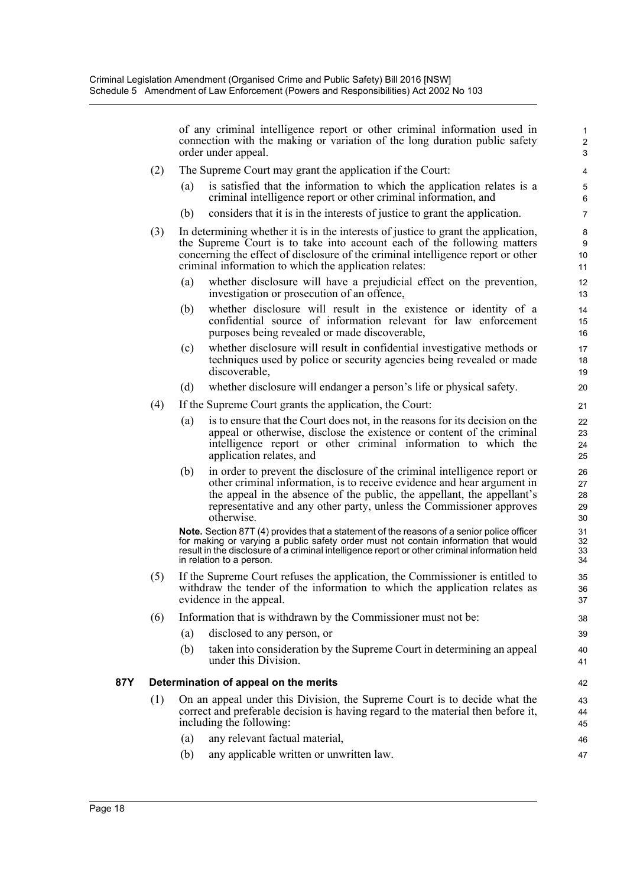of any criminal intelligence report or other criminal information used in connection with the making or variation of the long duration public safety order under appeal.

(2) The Supreme Court may grant the application if the Court:

(a) is satisfied that the information to which the application relates is a criminal intelligence report or other criminal information, and

(b) considers that it is in the interests of justice to grant the application.

(3) In determining whether it is in the interests of justice to grant the application, the Supreme Court is to take into account each of the following matters concerning the effect of disclosure of the criminal intelligence report or other criminal information to which the application relates:

(a) whether disclosure will have a prejudicial effect on the prevention, investigation or prosecution of an offence,

(b) whether disclosure will result in the existence or identity of a confidential source of information relevant for law enforcement purposes being revealed or made discoverable,

(c) whether disclosure will result in confidential investigative methods or techniques used by police or security agencies being revealed or made discoverable,

(d) whether disclosure will endanger a person's life or physical safety.

(4) If the Supreme Court grants the application, the Court:

(a) is to ensure that the Court does not, in the reasons for its decision on the appeal or otherwise, disclose the existence or content of the criminal intelligence report or other criminal information to which the application relates, and

(b) in order to prevent the disclosure of the criminal intelligence report or other criminal information, is to receive evidence and hear argument in the appeal in the absence of the public, the appellant, the appellant's representative and any other party, unless the Commissioner approves otherwise.

**Note.** Section 87T (4) provides that a statement of the reasons of a senior police officer for making or varying a public safety order must not contain information that would result in the disclosure of a criminal intelligence report or other criminal information held in relation to a person.

(5) If the Supreme Court refuses the application, the Commissioner is entitled to withdraw the tender of the information to which the application relates as evidence in the appeal.

(6) Information that is withdrawn by the Commissioner must not be:

(a) disclosed to any person, or

(b) taken into consideration by the Supreme Court in determining an appeal under this Division.

**87Y Determination of appeal on the merits**

(1) On an appeal under this Division, the Supreme Court is to decide what the correct and preferable decision is having regard to the material then before it, including the following:

(a) any relevant factual material,

(b) any applicable written or unwritten law.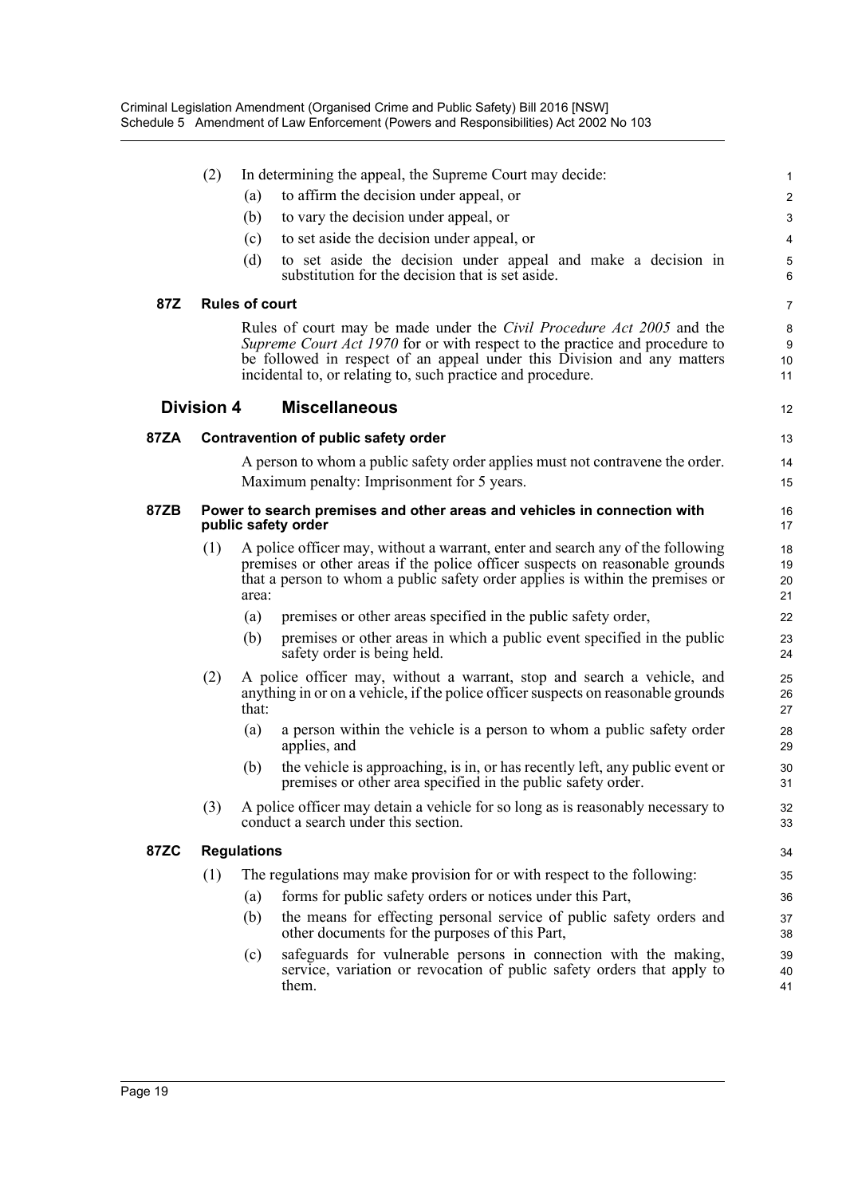(2) In determining the appeal, the Supreme Court may decide:

(a) to affirm the decision under appeal, or

(b) to vary the decision under appeal, or

(c) to set aside the decision under appeal, or

(d) to set aside the decision under appeal and make a decision in substitution for the decision that is set aside.

**87Z Rules of court**

Rules of court may be made under the *Civil Procedure Act 2005* and the *Supreme Court Act 1970* for or with respect to the practice and procedure to be followed in respect of an appeal under this Division and any matters incidental to, or relating to, such practice and procedure.

## Division 4 Miscellaneous

**87ZA Contravention of public safety order**

A person to whom a public safety order applies must not contravene the order.

Maximum penalty: Imprisonment for 5 years.

**87ZB Power to search premises and other areas and vehicles in connection with public safety order**

(1) A police officer may, without a warrant, enter and search any of the following premises or other areas if the police officer suspects on reasonable grounds that a person to whom a public safety order applies is within the premises or area:

(a) premises or other areas specified in the public safety order,

(b) premises or other areas in which a public event specified in the public safety order is being held.

(2) A police officer may, without a warrant, stop and search a vehicle, and anything in or on a vehicle, if the police officer suspects on reasonable grounds that:

(a) a person within the vehicle is a person to whom a public safety order applies, and

(b) the vehicle is approaching, is in, or has recently left, any public event or premises or other area specified in the public safety order.

(3) A police officer may detain a vehicle for so long as is reasonably necessary to conduct a search under this section.

**87ZC Regulations**

(1) The regulations may make provision for or with respect to the following:

(a) forms for public safety orders or notices under this Part,

(b) the means for effecting personal service of public safety orders and other documents for the purposes of this Part,

(c) safeguards for vulnerable persons in connection with the making, service, variation or revocation of public safety orders that apply to them.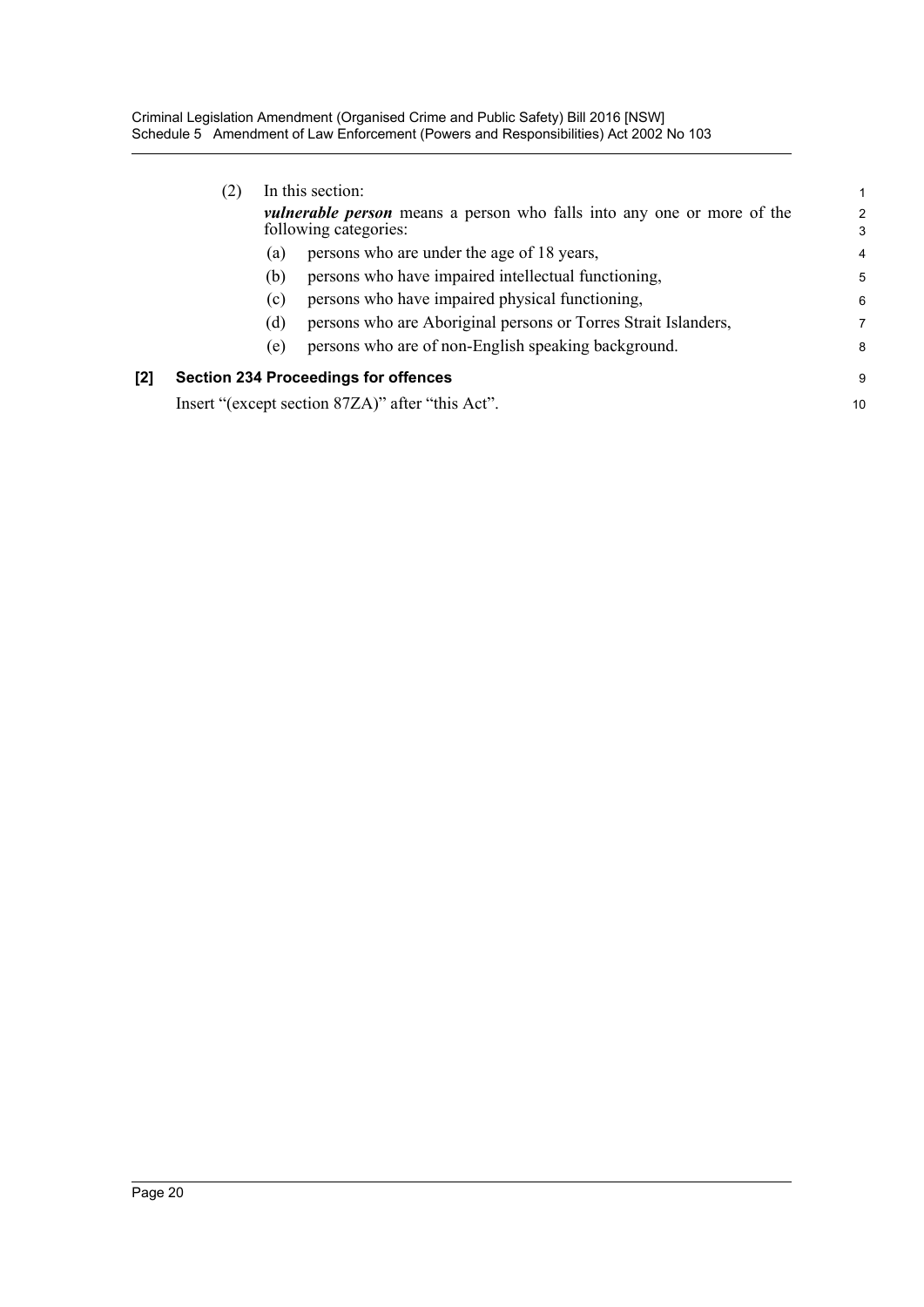(2) In this section:

***vulnerable person*** means a person who falls into any one or more of the following categories:

(a) persons who are under the age of 18 years,

(b) persons who have impaired intellectual functioning,

(c) persons who have impaired physical functioning,

(d) persons who are Aboriginal persons or Torres Strait Islanders,

(e) persons who are of non-English speaking background.

**[2] Section 234 Proceedings for offences**

Insert "(except section 87ZA)" after "this Act".